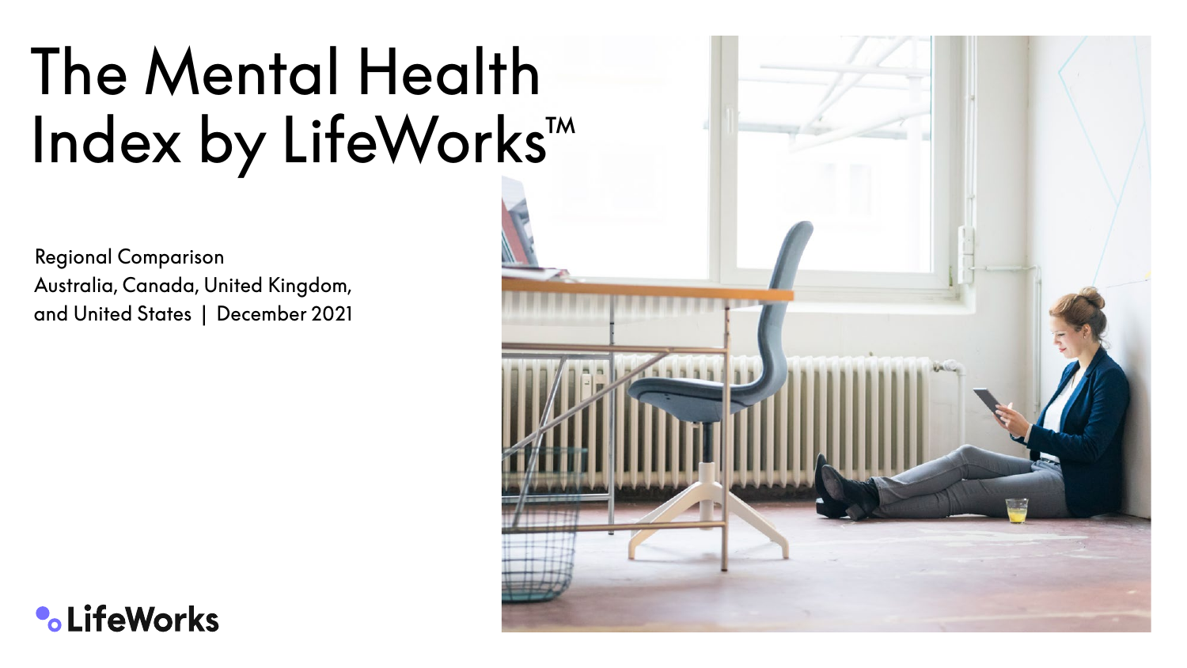# The Mental Health Index by LifeWorks™

Regional Comparison
Australia, Canada, United Kingdom, and United States | December 2021

LifeWorks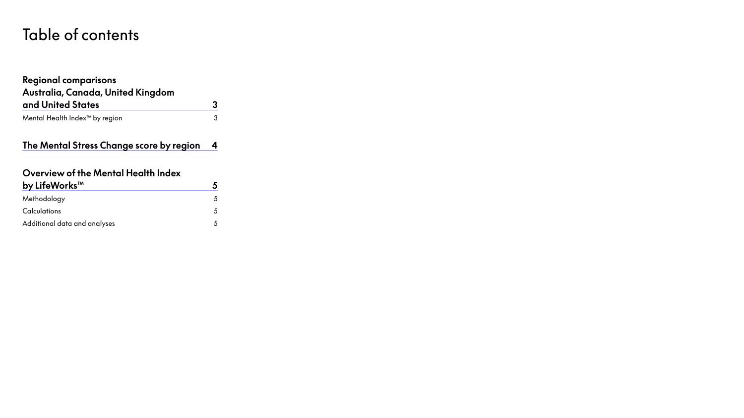# Table of contents

**Regional comparisons Australia, Canada, United Kingdom and United States** — **3**

- Mental Health Index™ by region — 3

**The Mental Stress Change score by region** — **4**

**Overview of the Mental Health Index by LifeWorks™** — **5**

- Methodology — 5
- Calculations — 5
- Additional data and analyses — 5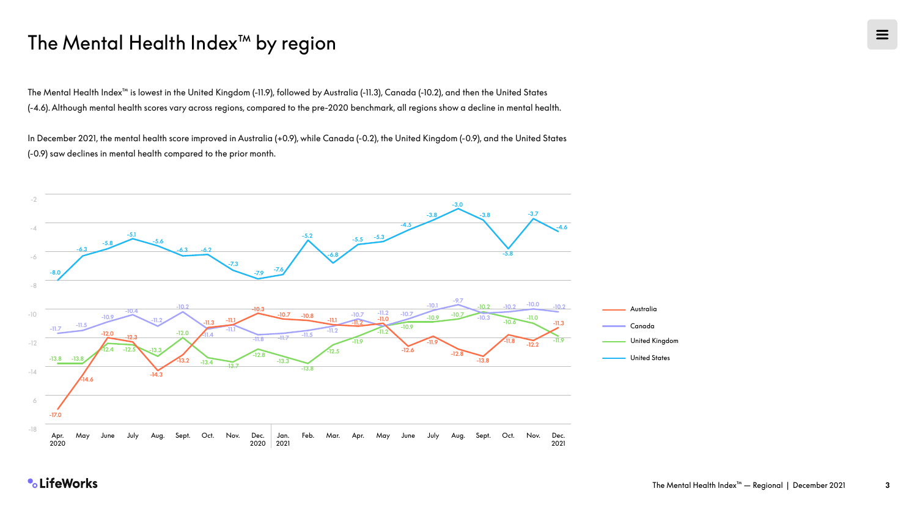# The Mental Health Index™ by region

The Mental Health Index™ is lowest in the United Kingdom (-11.9), followed by Australia (-11.3), Canada (-10.2), and then the United States (-4.6). Although mental health scores vary across regions, compared to the pre-2020 benchmark, all regions show a decline in mental health.

In December 2021, the mental health score improved in Australia (+0.9), while Canada (-0.2), the United Kingdom (-0.9), and the United States (-0.9) saw declines in mental health compared to the prior month.

| Month | Australia | Canada | United Kingdom | United States |
|---|---|---|---|---|
| Apr. 2020 | -17.0 | -11.7 | -13.8 | -8.0 |
| May | -14.6 | -11.5 | -13.8 | -6.3 |
| June | -12.0 | -10.9 | -12.4 | -5.8 |
| July | -12.3 | -10.4 | -12.5 | -5.1 |
| Aug. | -14.3 | -11.2 | -13.3 | -5.6 |
| Sept. | -13.2 | -10.2 | -12.0 | -6.3 |
| Oct. | -11.3 | -11.4 | -13.4 | -6.2 |
| Nov. | -11.1 | -11.1 | -13.7 | -7.3 |
| Dec. 2020 | -10.3 | -11.8 | -12.8 | -7.9 |
| Jan. 2021 | -10.7 | -11.7 | -13.3 | -7.6 |
| Feb. | -10.8 | -11.5 | -13.8 | -5.2 |
| Mar. | -11.1 | -11.2 | -12.5 | -6.8 |
| Apr. | -11.2 | -10.7 | -11.9 | -5.5 |
| May | -11.0 | -11.2 | -11.2 | -5.3 |
| June | -12.6 | -10.7 | -10.9 | -4.5 |
| July | -11.9 | -10.1 | -10.9 | -3.8 |
| Aug. | -12.8 | -9.7 | -10.7 | -3.0 |
| Sept. | -13.8 | -10.3 | -10.2 | -3.8 |
| Oct. | -11.8 | -10.2 | -10.6 | -5.8 |
| Nov. | -12.2 | -10.0 | -11.0 | -3.7 |
| Dec. 2021 | -11.3 | -10.2 | -11.9 | -4.6 |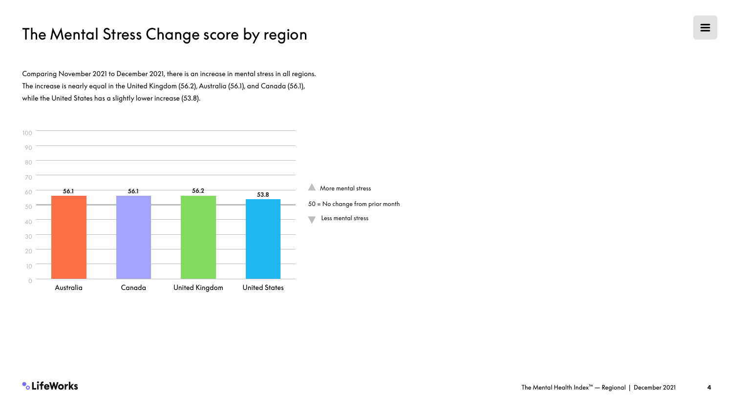# The Mental Stress Change score by region

Comparing November 2021 to December 2021, there is an increase in mental stress in all regions. The increase is nearly equal in the United Kingdom (56.2), Australia (56.1), and Canada (56.1), while the United States has a slightly lower increase (53.8).

| Region | Score |
| --- | --- |
| Australia | 56.1 |
| Canada | 56.1 |
| United Kingdom | 56.2 |
| United States | 53.8 |

▲ More mental stress

50 = No change from prior month

▼ Less mental stress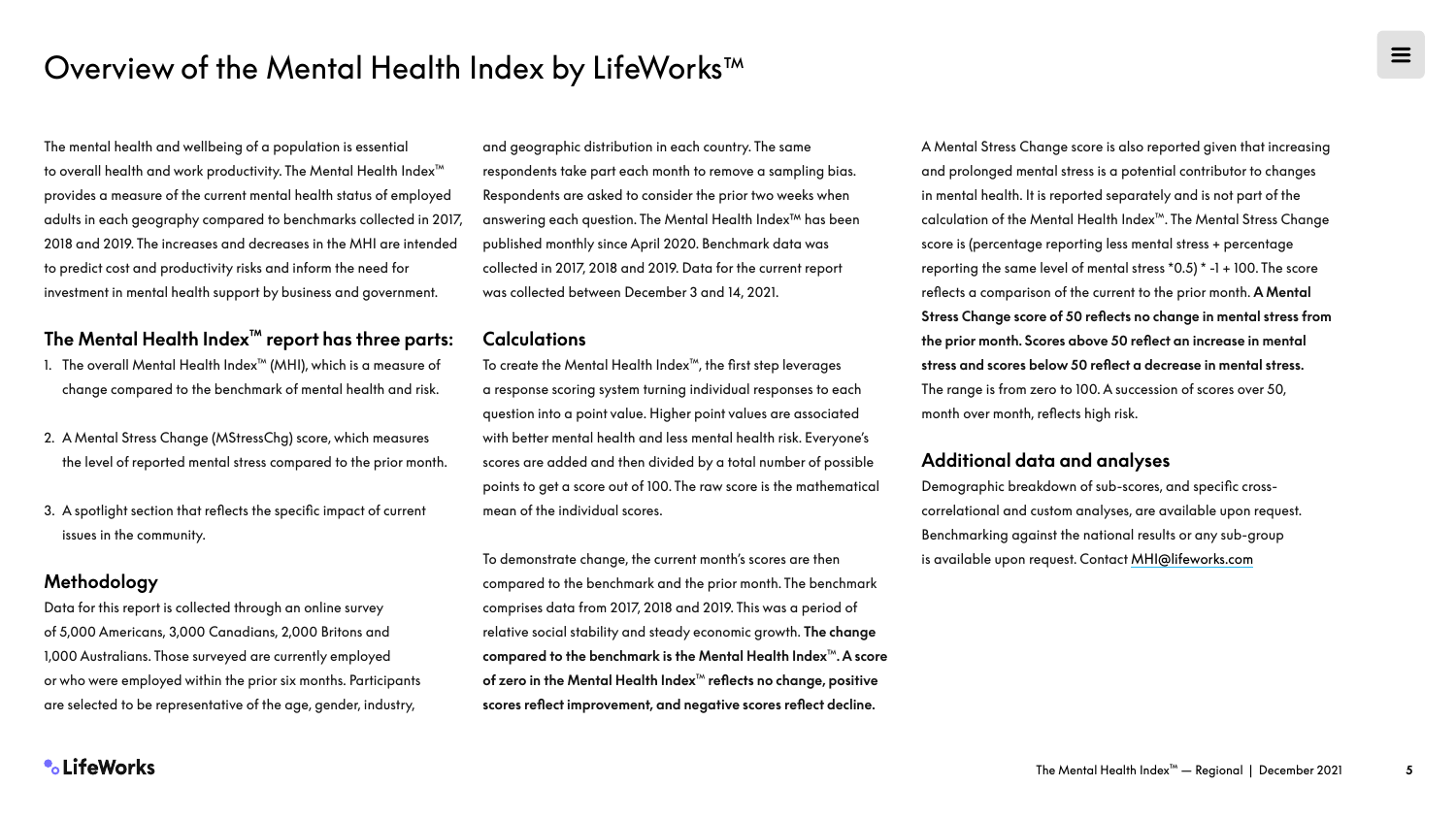# Overview of the Mental Health Index by LifeWorks™

The mental health and wellbeing of a population is essential to overall health and work productivity. The Mental Health Index™ provides a measure of the current mental health status of employed adults in each geography compared to benchmarks collected in 2017, 2018 and 2019. The increases and decreases in the MHI are intended to predict cost and productivity risks and inform the need for investment in mental health support by business and government.

## The Mental Health Index™ report has three parts:

1. The overall Mental Health Index™ (MHI), which is a measure of change compared to the benchmark of mental health and risk.
2. A Mental Stress Change (MStressChg) score, which measures the level of reported mental stress compared to the prior month.
3. A spotlight section that reflects the specific impact of current issues in the community.

## Methodology

Data for this report is collected through an online survey of 5,000 Americans, 3,000 Canadians, 2,000 Britons and 1,000 Australians. Those surveyed are currently employed or who were employed within the prior six months. Participants are selected to be representative of the age, gender, industry, and geographic distribution in each country. The same respondents take part each month to remove a sampling bias. Respondents are asked to consider the prior two weeks when answering each question. The Mental Health Index™ has been published monthly since April 2020. Benchmark data was collected in 2017, 2018 and 2019. Data for the current report was collected between December 3 and 14, 2021.

## Calculations

To create the Mental Health Index™, the first step leverages a response scoring system turning individual responses to each question into a point value. Higher point values are associated with better mental health and less mental health risk. Everyone's scores are added and then divided by a total number of possible points to get a score out of 100. The raw score is the mathematical mean of the individual scores.

To demonstrate change, the current month's scores are then compared to the benchmark and the prior month. The benchmark comprises data from 2017, 2018 and 2019. This was a period of relative social stability and steady economic growth. **The change compared to the benchmark is the Mental Health Index™. A score of zero in the Mental Health Index™ reflects no change, positive scores reflect improvement, and negative scores reflect decline.**

A Mental Stress Change score is also reported given that increasing and prolonged mental stress is a potential contributor to changes in mental health. It is reported separately and is not part of the calculation of the Mental Health Index™. The Mental Stress Change score is (percentage reporting less mental stress + percentage reporting the same level of mental stress *0.5) * -1 + 100. The score reflects a comparison of the current to the prior month. **A Mental Stress Change score of 50 reflects no change in mental stress from the prior month. Scores above 50 reflect an increase in mental stress and scores below 50 reflect a decrease in mental stress.** The range is from zero to 100. A succession of scores over 50, month over month, reflects high risk.

## Additional data and analyses

Demographic breakdown of sub-scores, and specific cross-correlational and custom analyses, are available upon request. Benchmarking against the national results or any sub-group is available upon request. Contact MHI@lifeworks.com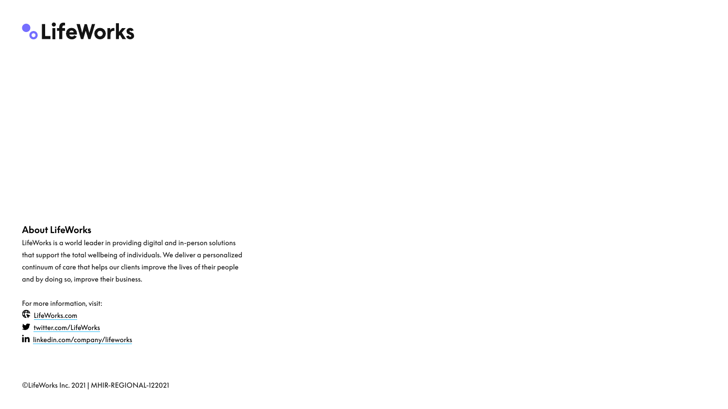LifeWorks

## About LifeWorks

LifeWorks is a world leader in providing digital and in-person solutions that support the total wellbeing of individuals. We deliver a personalized continuum of care that helps our clients improve the lives of their people and by doing so, improve their business.

For more information, visit:

- LifeWorks.com
- twitter.com/LifeWorks
- linkedin.com/company/lifeworks

©LifeWorks Inc. 2021 | MHIR-REGIONAL-122021